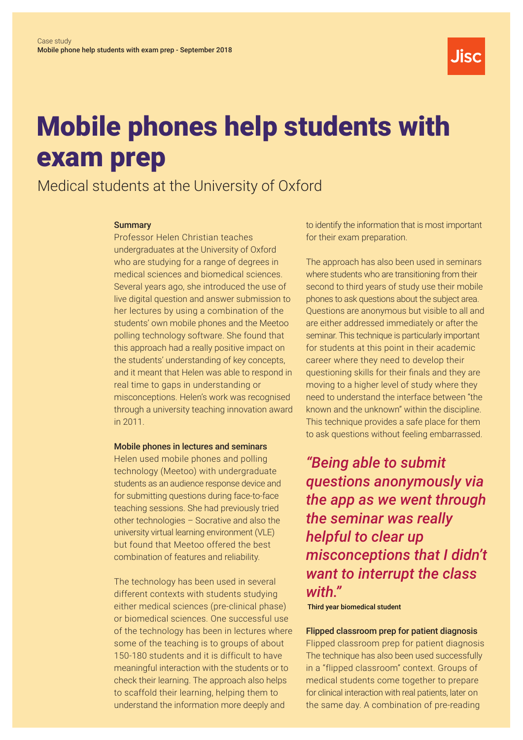Case study
**Mobile phone help students with exam prep - September 2018**

# Mobile phones help students with exam prep

## Medical students at the University of Oxford

### Summary

Professor Helen Christian teaches undergraduates at the University of Oxford who are studying for a range of degrees in medical sciences and biomedical sciences. Several years ago, she introduced the use of live digital question and answer submission to her lectures by using a combination of the students' own mobile phones and the Meetoo polling technology software. She found that this approach had a really positive impact on the students' understanding of key concepts, and it meant that Helen was able to respond in real time to gaps in understanding or misconceptions. Helen's work was recognised through a university teaching innovation award in 2011.

### Mobile phones in lectures and seminars

Helen used mobile phones and polling technology (Meetoo) with undergraduate students as an audience response device and for submitting questions during face-to-face teaching sessions. She had previously tried other technologies – Socrative and also the university virtual learning environment (VLE) but found that Meetoo offered the best combination of features and reliability.

The technology has been used in several different contexts with students studying either medical sciences (pre-clinical phase) or biomedical sciences. One successful use of the technology has been in lectures where some of the teaching is to groups of about 150-180 students and it is difficult to have meaningful interaction with the students or to check their learning. The approach also helps to scaffold their learning, helping them to understand the information more deeply and to identify the information that is most important for their exam preparation.

The approach has also been used in seminars where students who are transitioning from their second to third years of study use their mobile phones to ask questions about the subject area. Questions are anonymous but visible to all and are either addressed immediately or after the seminar. This technique is particularly important for students at this point in their academic career where they need to develop their questioning skills for their finals and they are moving to a higher level of study where they need to understand the interface between "the known and the unknown" within the discipline. This technique provides a safe place for them to ask questions without feeling embarrassed.

> *"Being able to submit questions anonymously via the app as we went through the seminar was really helpful to clear up misconceptions that I didn't want to interrupt the class with."*
>
> **Third year biomedical student**

### Flipped classroom prep for patient diagnosis

Flipped classroom prep for patient diagnosis The technique has also been used successfully in a "flipped classroom" context. Groups of medical students come together to prepare for clinical interaction with real patients, later on the same day. A combination of pre-reading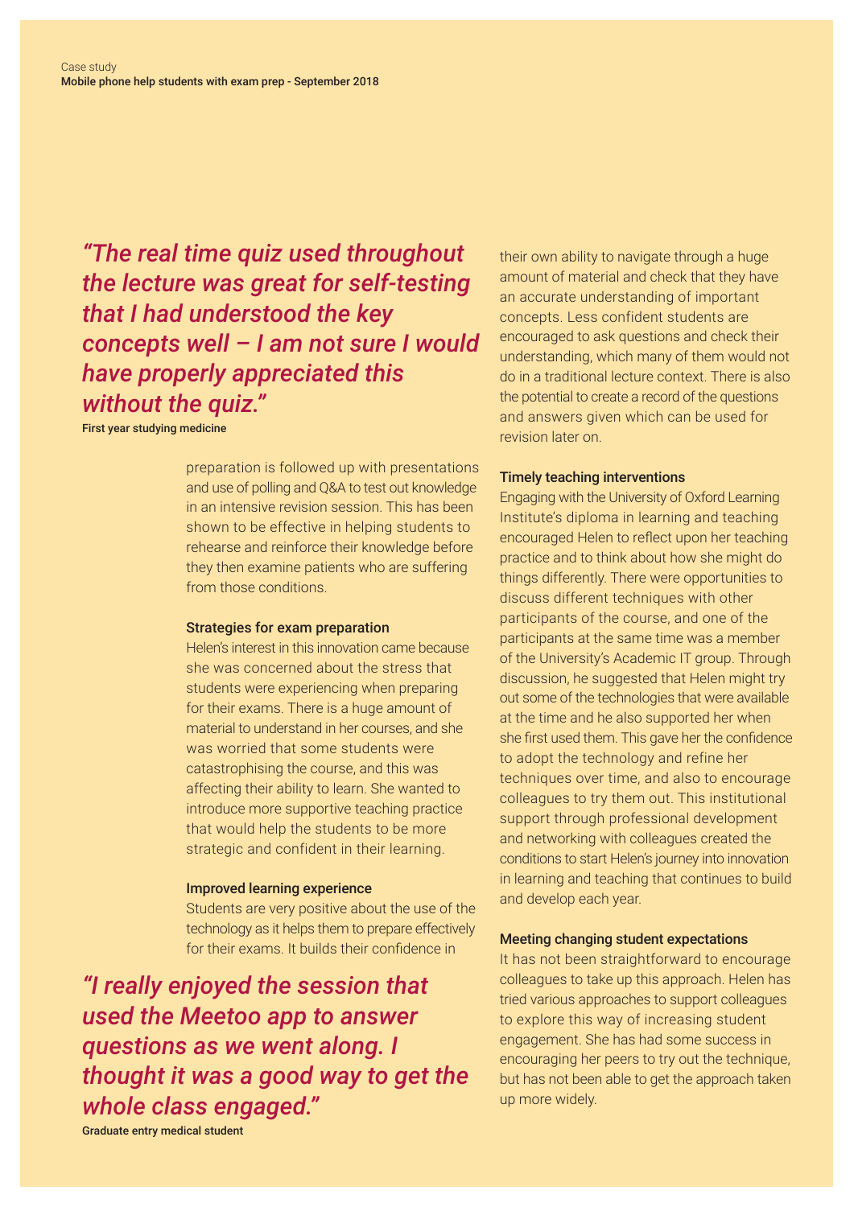“The real time quiz used throughout the lecture was great for self-testing that I had understood the key concepts well – I am not sure I would have properly appreciated this without the quiz.”

**First year studying medicine**

preparation is followed up with presentations and use of polling and Q&A to test out knowledge in an intensive revision session. This has been shown to be effective in helping students to rehearse and reinforce their knowledge before they then examine patients who are suffering from those conditions.

### Strategies for exam preparation

Helen's interest in this innovation came because she was concerned about the stress that students were experiencing when preparing for their exams. There is a huge amount of material to understand in her courses, and she was worried that some students were catastrophising the course, and this was affecting their ability to learn. She wanted to introduce more supportive teaching practice that would help the students to be more strategic and confident in their learning.

### Improved learning experience

Students are very positive about the use of the technology as it helps them to prepare effectively for their exams. It builds their confidence in their own ability to navigate through a huge amount of material and check that they have an accurate understanding of important concepts. Less confident students are encouraged to ask questions and check their understanding, which many of them would not do in a traditional lecture context. There is also the potential to create a record of the questions and answers given which can be used for revision later on.

“I really enjoyed the session that used the Meetoo app to answer questions as we went along. I thought it was a good way to get the whole class engaged.”

**Graduate entry medical student**

### Timely teaching interventions

Engaging with the University of Oxford Learning Institute's diploma in learning and teaching encouraged Helen to reflect upon her teaching practice and to think about how she might do things differently. There were opportunities to discuss different techniques with other participants of the course, and one of the participants at the same time was a member of the University's Academic IT group. Through discussion, he suggested that Helen might try out some of the technologies that were available at the time and he also supported her when she first used them. This gave her the confidence to adopt the technology and refine her techniques over time, and also to encourage colleagues to try them out. This institutional support through professional development and networking with colleagues created the conditions to start Helen's journey into innovation in learning and teaching that continues to build and develop each year.

### Meeting changing student expectations

It has not been straightforward to encourage colleagues to take up this approach. Helen has tried various approaches to support colleagues to explore this way of increasing student engagement. She has had some success in encouraging her peers to try out the technique, but has not been able to get the approach taken up more widely.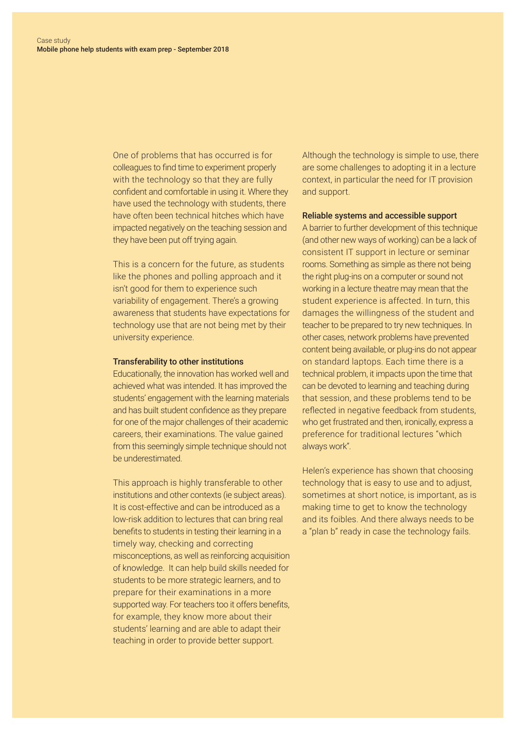One of problems that has occurred is for colleagues to find time to experiment properly with the technology so that they are fully confident and comfortable in using it. Where they have used the technology with students, there have often been technical hitches which have impacted negatively on the teaching session and they have been put off trying again.

This is a concern for the future, as students like the phones and polling approach and it isn't good for them to experience such variability of engagement. There's a growing awareness that students have expectations for technology use that are not being met by their university experience.

### Transferability to other institutions

Educationally, the innovation has worked well and achieved what was intended. It has improved the students' engagement with the learning materials and has built student confidence as they prepare for one of the major challenges of their academic careers, their examinations. The value gained from this seemingly simple technique should not be underestimated.

This approach is highly transferable to other institutions and other contexts (ie subject areas). It is cost-effective and can be introduced as a low-risk addition to lectures that can bring real benefits to students in testing their learning in a timely way, checking and correcting misconceptions, as well as reinforcing acquisition of knowledge. It can help build skills needed for students to be more strategic learners, and to prepare for their examinations in a more supported way. For teachers too it offers benefits, for example, they know more about their students' learning and are able to adapt their teaching in order to provide better support.

Although the technology is simple to use, there are some challenges to adopting it in a lecture context, in particular the need for IT provision and support.

### Reliable systems and accessible support

A barrier to further development of this technique (and other new ways of working) can be a lack of consistent IT support in lecture or seminar rooms. Something as simple as there not being the right plug-ins on a computer or sound not working in a lecture theatre may mean that the student experience is affected. In turn, this damages the willingness of the student and teacher to be prepared to try new techniques. In other cases, network problems have prevented content being available, or plug-ins do not appear on standard laptops. Each time there is a technical problem, it impacts upon the time that can be devoted to learning and teaching during that session, and these problems tend to be reflected in negative feedback from students, who get frustrated and then, ironically, express a preference for traditional lectures "which always work".

Helen's experience has shown that choosing technology that is easy to use and to adjust, sometimes at short notice, is important, as is making time to get to know the technology and its foibles. And there always needs to be a "plan b" ready in case the technology fails.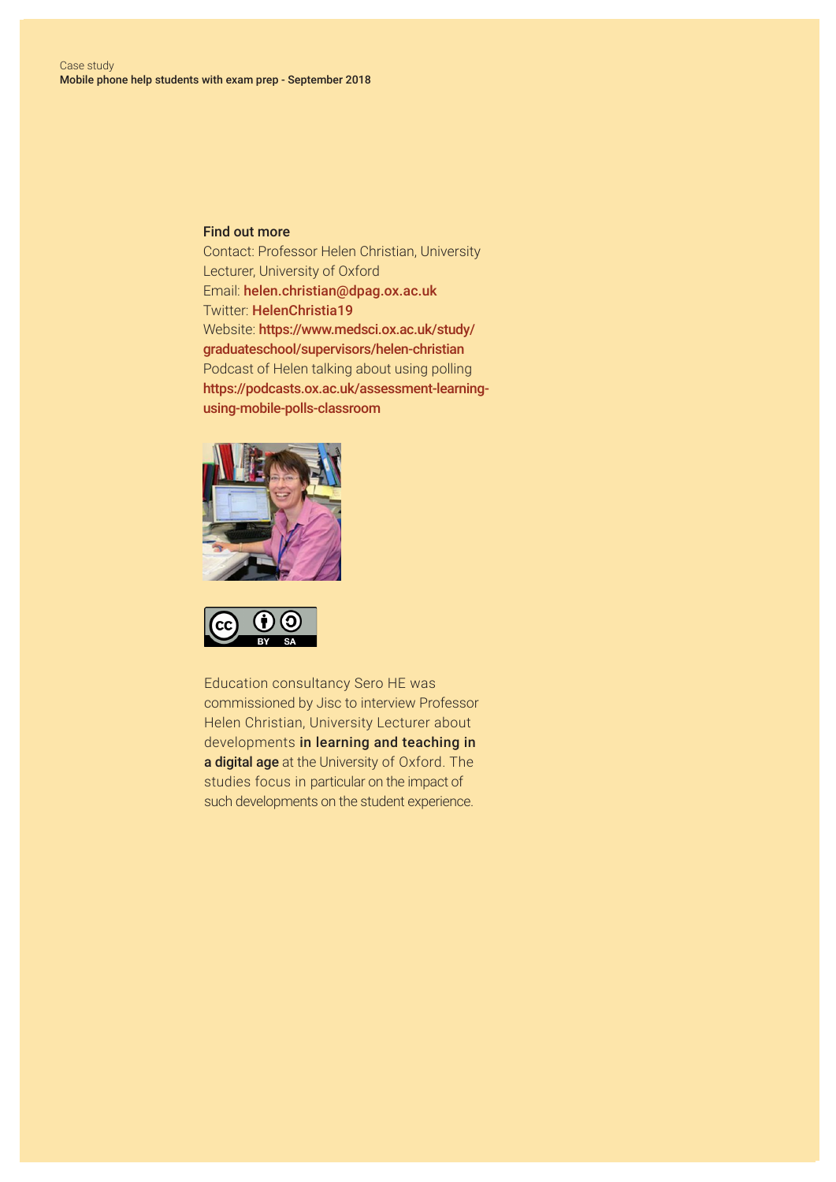## Find out more

Contact: Professor Helen Christian, University Lecturer, University of Oxford
Email: **helen.christian@dpag.ox.ac.uk**
Twitter: **HelenChristia19**
Website: **https://www.medsci.ox.ac.uk/study/graduateschool/supervisors/helen-christian**
Podcast of Helen talking about using polling
**https://podcasts.ox.ac.uk/assessment-learning-using-mobile-polls-classroom**

Education consultancy Sero HE was commissioned by Jisc to interview Professor Helen Christian, University Lecturer about developments **in learning and teaching in a digital age** at the University of Oxford. The studies focus in particular on the impact of such developments on the student experience.